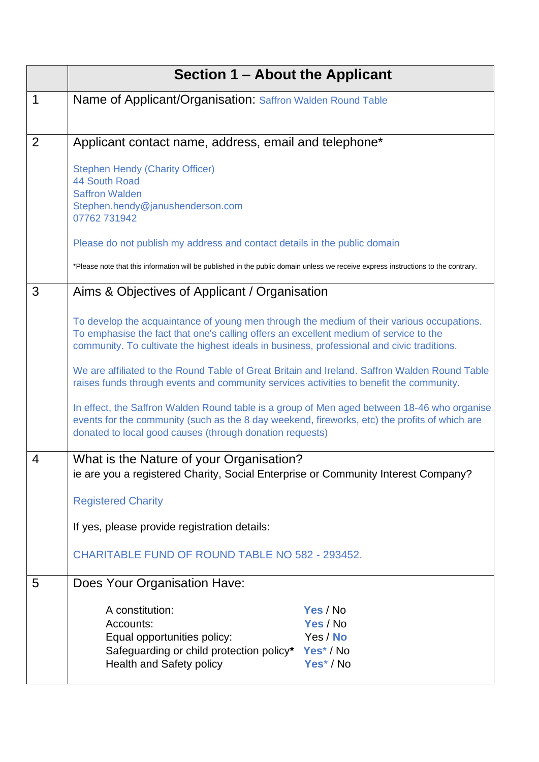| | Section 1 – About the Applicant |
|---|---|
| 1 | Name of Applicant/Organisation: Saffron Walden Round Table |
| 2 | Applicant contact name, address, email and telephone*<br><br>Stephen Hendy (Charity Officer)<br>44 South Road<br>Saffron Walden<br>Stephen.hendy@janushenderson.com<br>07762 731942<br><br>Please do not publish my address and contact details in the public domain<br><br>*Please note that this information will be published in the public domain unless we receive express instructions to the contrary. |
| 3 | Aims & Objectives of Applicant / Organisation<br><br>To develop the acquaintance of young men through the medium of their various occupations. To emphasise the fact that one's calling offers an excellent medium of service to the community. To cultivate the highest ideals in business, professional and civic traditions.<br><br>We are affiliated to the Round Table of Great Britain and Ireland. Saffron Walden Round Table raises funds through events and community services activities to benefit the community.<br><br>In effect, the Saffron Walden Round table is a group of Men aged between 18-46 who organise events for the community (such as the 8 day weekend, fireworks, etc) the profits of which are donated to local good causes (through donation requests) |
| 4 | What is the Nature of your Organisation?<br>ie are you a registered Charity, Social Enterprise or Community Interest Company?<br><br>Registered Charity<br><br>If yes, please provide registration details:<br><br>CHARITABLE FUND OF ROUND TABLE NO 582 - 293452. |
| 5 | Does Your Organisation Have:<br><br>A constitution: **Yes** / No<br>Accounts: **Yes** / No<br>Equal opportunities policy: Yes / **No**<br>Safeguarding or child protection policy* **Yes*** / No<br>Health and Safety policy **Yes*** / No |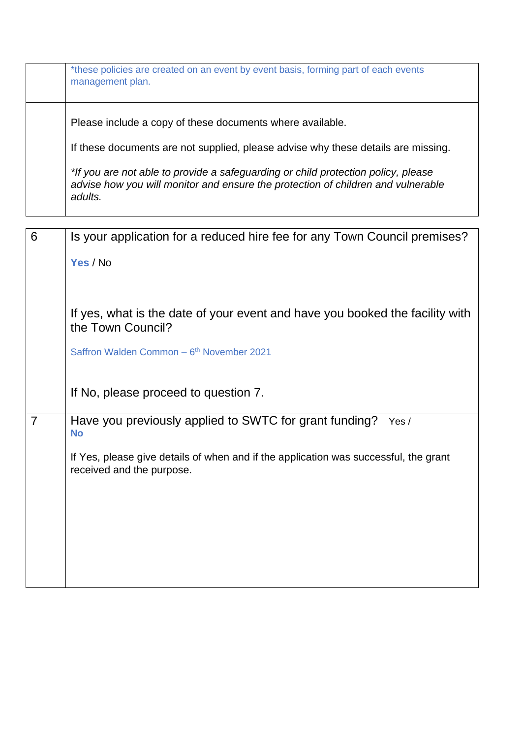|  |  |
|---|---|
|  | *these policies are created on an event by event basis, forming part of each events management plan. |
|  | Please include a copy of these documents where available.<br><br>If these documents are not supplied, please advise why these details are missing.<br><br>*\*If you are not able to provide a safeguarding or child protection policy, please advise how you will monitor and ensure the protection of children and vulnerable adults.* |

|  |  |
|---|---|
| 6 | Is your application for a reduced hire fee for any Town Council premises?<br><br>**Yes** / No<br><br>If yes, what is the date of your event and have you booked the facility with the Town Council?<br><br>Saffron Walden Common – 6th November 2021<br><br>If No, please proceed to question 7. |
| 7 | Have you previously applied to SWTC for grant funding? Yes / **No**<br><br>If Yes, please give details of when and if the application was successful, the grant received and the purpose. |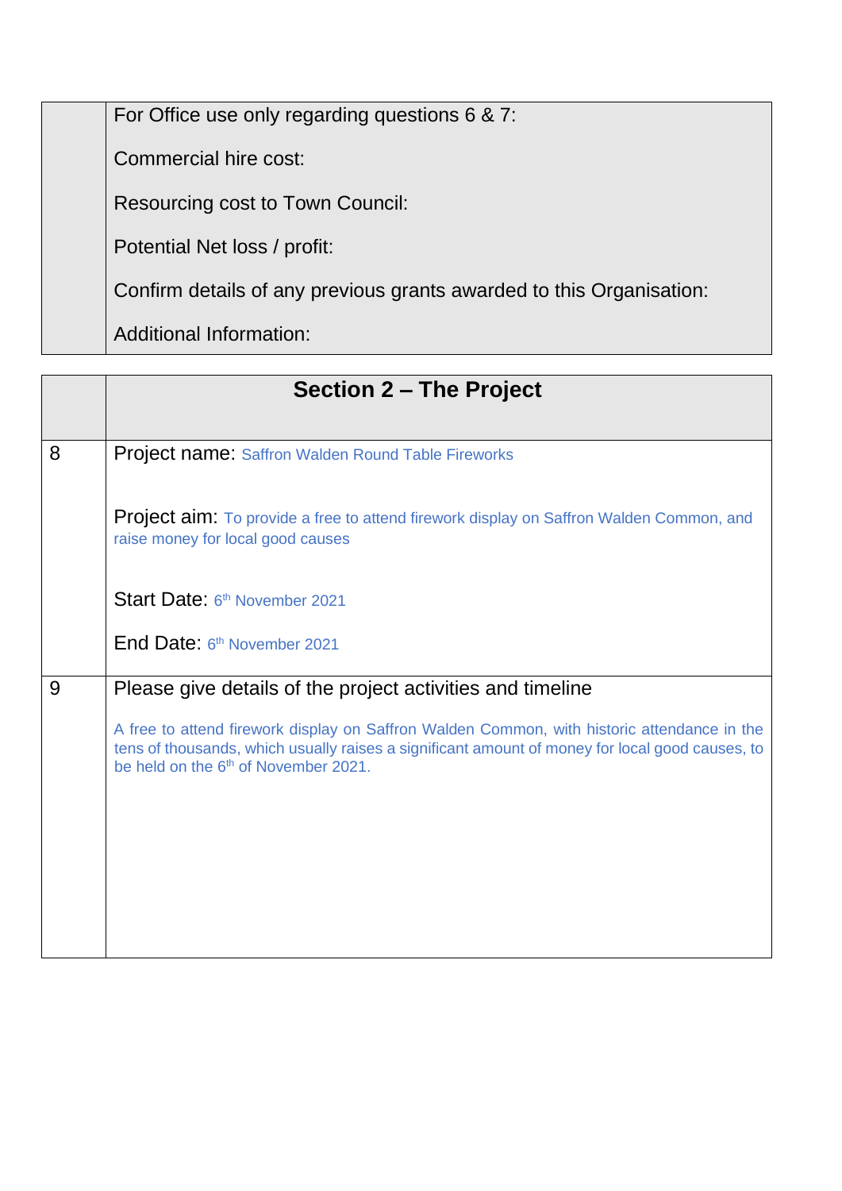| | For Office use only regarding questions 6 & 7:<br><br>Commercial hire cost:<br><br>Resourcing cost to Town Council:<br><br>Potential Net loss / profit:<br><br>Confirm details of any previous grants awarded to this Organisation:<br><br>Additional Information: |
|---|---|

| | **Section 2 – The Project** |
|---|---|
| 8 | Project name: Saffron Walden Round Table Fireworks<br><br>Project aim: To provide a free to attend firework display on Saffron Walden Common, and raise money for local good causes<br><br>Start Date: 6th November 2021<br><br>End Date: 6th November 2021 |
| 9 | Please give details of the project activities and timeline<br><br>A free to attend firework display on Saffron Walden Common, with historic attendance in the tens of thousands, which usually raises a significant amount of money for local good causes, to be held on the 6th of November 2021. |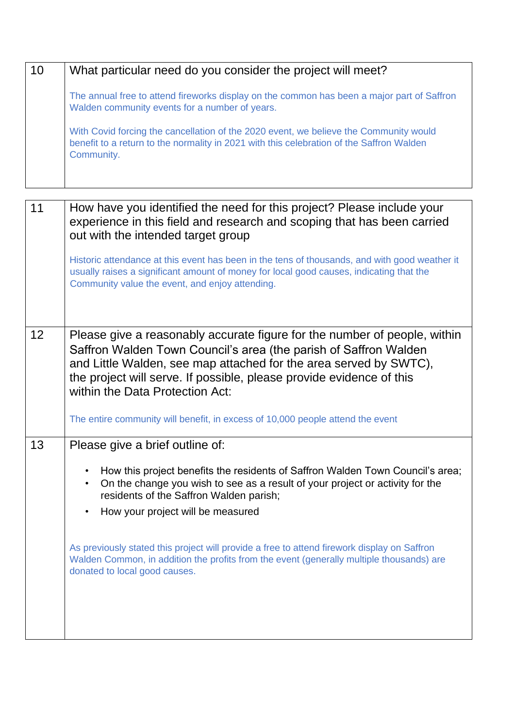| | |
|---|---|
| 10 | What particular need do you consider the project will meet?<br><br>The annual free to attend fireworks display on the common has been a major part of Saffron Walden community events for a number of years.<br><br>With Covid forcing the cancellation of the 2020 event, we believe the Community would benefit to a return to the normality in 2021 with this celebration of the Saffron Walden Community. |

| | |
|---|---|
| 11 | How have you identified the need for this project? Please include your experience in this field and research and scoping that has been carried out with the intended target group<br><br>Historic attendance at this event has been in the tens of thousands, and with good weather it usually raises a significant amount of money for local good causes, indicating that the Community value the event, and enjoy attending. |
| 12 | Please give a reasonably accurate figure for the number of people, within Saffron Walden Town Council's area (the parish of Saffron Walden and Little Walden, see map attached for the area served by SWTC), the project will serve. If possible, please provide evidence of this within the Data Protection Act:<br><br>The entire community will benefit, in excess of 10,000 people attend the event |
| 13 | Please give a brief outline of:<br><br>• How this project benefits the residents of Saffron Walden Town Council's area;<br>• On the change you wish to see as a result of your project or activity for the residents of the Saffron Walden parish;<br>• How your project will be measured<br><br>As previously stated this project will provide a free to attend firework display on Saffron Walden Common, in addition the profits from the event (generally multiple thousands) are donated to local good causes. |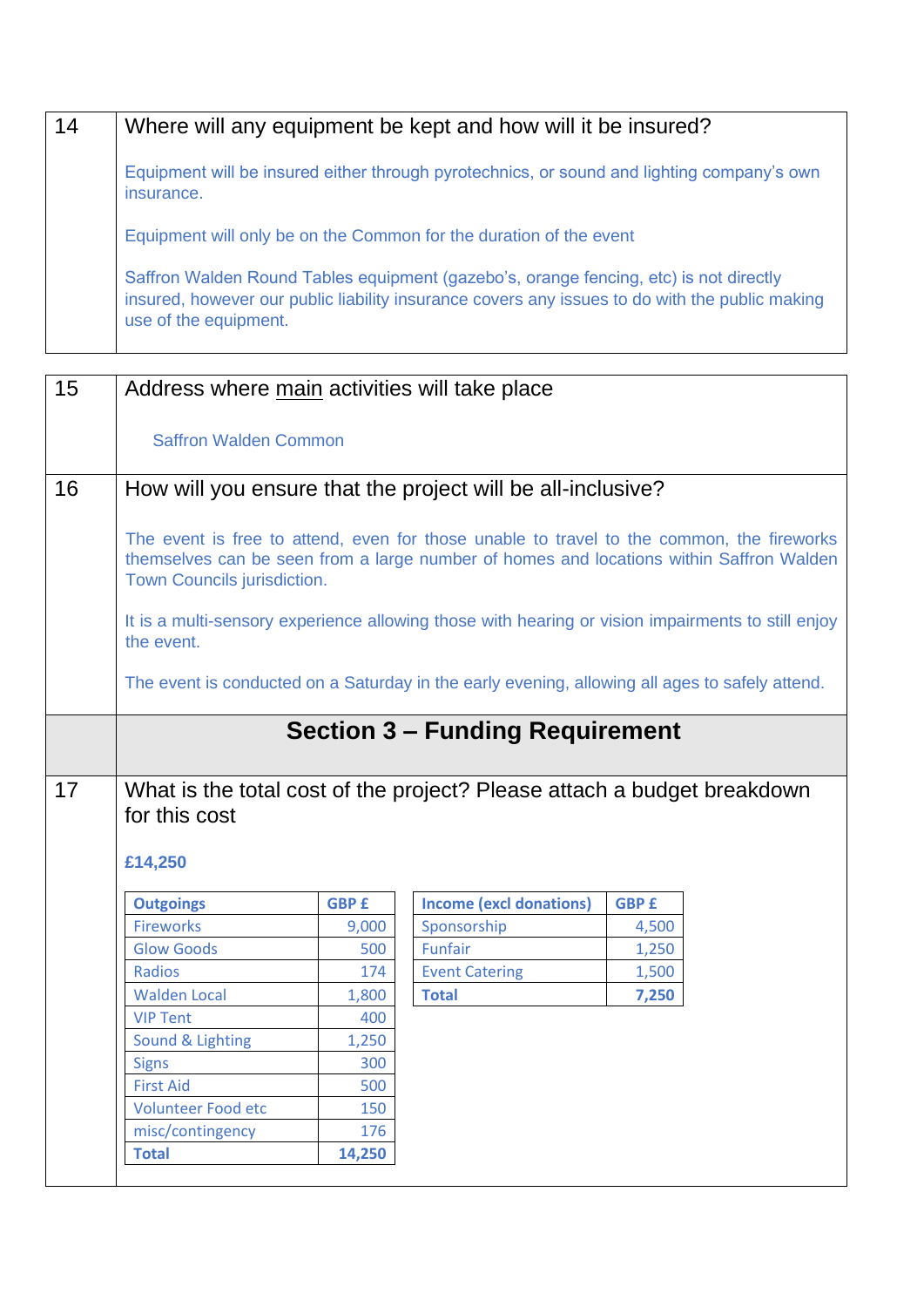| 14 | Where will any equipment be kept and how will it be insured? |
|---|---|
| | Equipment will be insured either through pyrotechnics, or sound and lighting company's own insurance. |
| | Equipment will only be on the Common for the duration of the event |
| | Saffron Walden Round Tables equipment (gazebo's, orange fencing, etc) is not directly insured, however our public liability insurance covers any issues to do with the public making use of the equipment. |

| 15 | Address where main activities will take place |
|---|---|
| | Saffron Walden Common |
| **16** | **How will you ensure that the project will be all-inclusive?** |
| | The event is free to attend, even for those unable to travel to the common, the fireworks themselves can be seen from a large number of homes and locations within Saffron Walden Town Councils jurisdiction. |
| | It is a multi-sensory experience allowing those with hearing or vision impairments to still enjoy the event. |
| | The event is conducted on a Saturday in the early evening, allowing all ages to safely attend. |

## Section 3 – Funding Requirement

**17** What is the total cost of the project? Please attach a budget breakdown for this cost

**£14,250**

| Outgoings | GBP £ |
|---|---|
| Fireworks | 9,000 |
| Glow Goods | 500 |
| Radios | 174 |
| Walden Local | 1,800 |
| VIP Tent | 400 |
| Sound & Lighting | 1,250 |
| Signs | 300 |
| First Aid | 500 |
| Volunteer Food etc | 150 |
| misc/contingency | 176 |
| **Total** | **14,250** |

| Income (excl donations) | GBP £ |
|---|---|
| Sponsorship | 4,500 |
| Funfair | 1,250 |
| Event Catering | 1,500 |
| **Total** | **7,250** |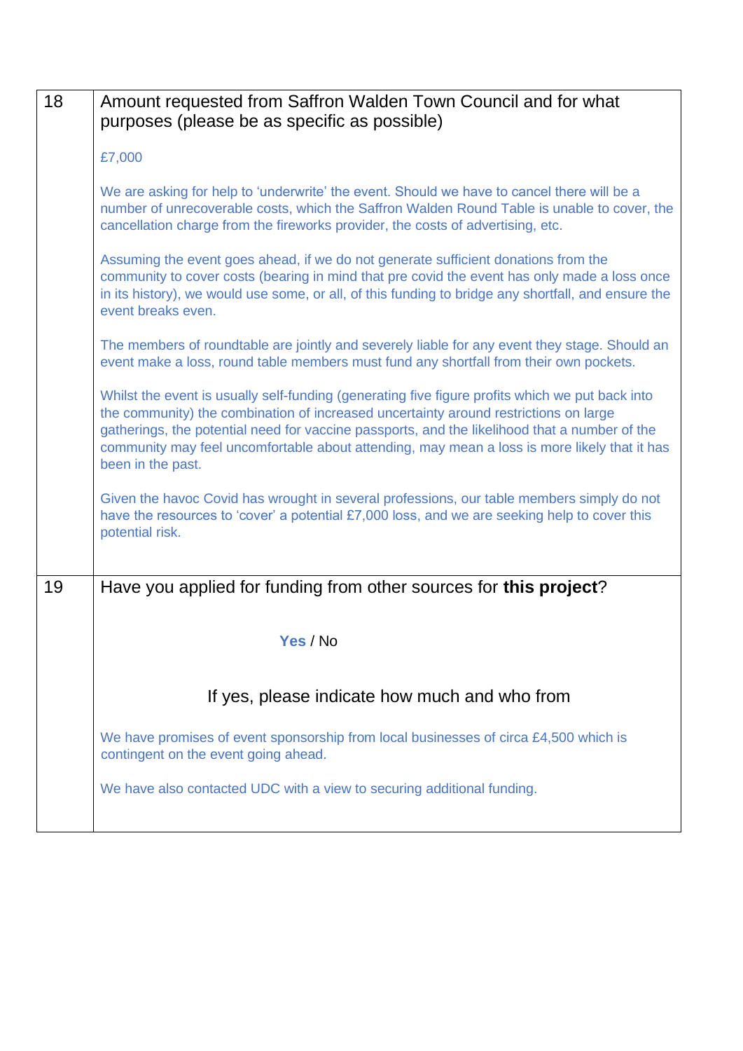| 18 | Amount requested from Saffron Walden Town Council and for what purposes (please be as specific as possible)<br><br>£7,000<br><br>We are asking for help to 'underwrite' the event. Should we have to cancel there will be a number of unrecoverable costs, which the Saffron Walden Round Table is unable to cover, the cancellation charge from the fireworks provider, the costs of advertising, etc.<br><br>Assuming the event goes ahead, if we do not generate sufficient donations from the community to cover costs (bearing in mind that pre covid the event has only made a loss once in its history), we would use some, or all, of this funding to bridge any shortfall, and ensure the event breaks even.<br><br>The members of roundtable are jointly and severely liable for any event they stage. Should an event make a loss, round table members must fund any shortfall from their own pockets.<br><br>Whilst the event is usually self-funding (generating five figure profits which we put back into the community) the combination of increased uncertainty around restrictions on large gatherings, the potential need for vaccine passports, and the likelihood that a number of the community may feel uncomfortable about attending, may mean a loss is more likely that it has been in the past.<br><br>Given the havoc Covid has wrought in several professions, our table members simply do not have the resources to 'cover' a potential £7,000 loss, and we are seeking help to cover this potential risk. |
|---|---|
| 19 | Have you applied for funding from other sources for **this project**?<br><br>**Yes** / No<br><br>If yes, please indicate how much and who from<br><br>We have promises of event sponsorship from local businesses of circa £4,500 which is contingent on the event going ahead.<br><br>We have also contacted UDC with a view to securing additional funding. |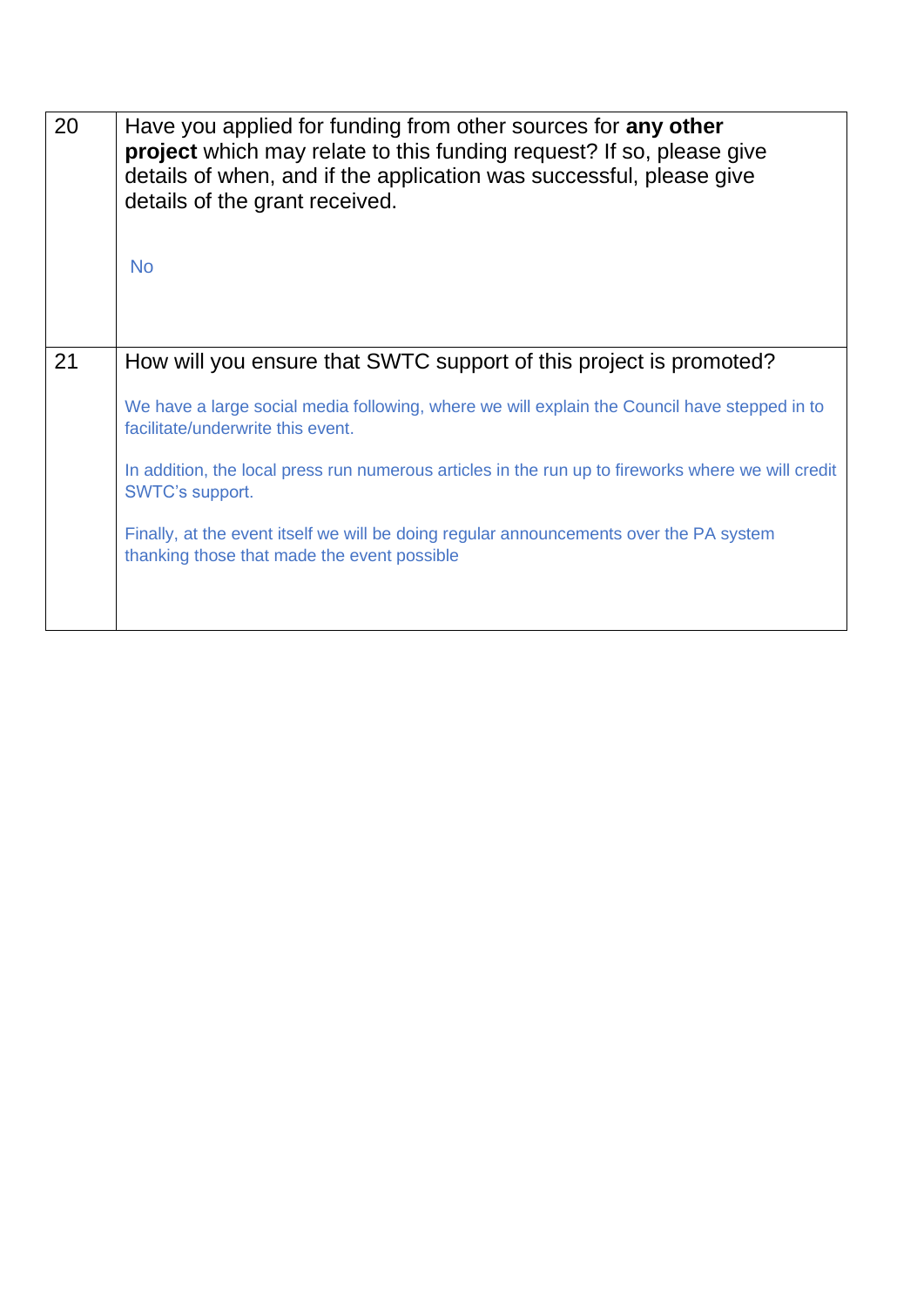| | |
|---|---|
| 20 | Have you applied for funding from other sources for **any other project** which may relate to this funding request? If so, please give details of when, and if the application was successful, please give details of the grant received.<br><br>No |
| 21 | How will you ensure that SWTC support of this project is promoted?<br><br>We have a large social media following, where we will explain the Council have stepped in to facilitate/underwrite this event.<br><br>In addition, the local press run numerous articles in the run up to fireworks where we will credit SWTC's support.<br><br>Finally, at the event itself we will be doing regular announcements over the PA system thanking those that made the event possible |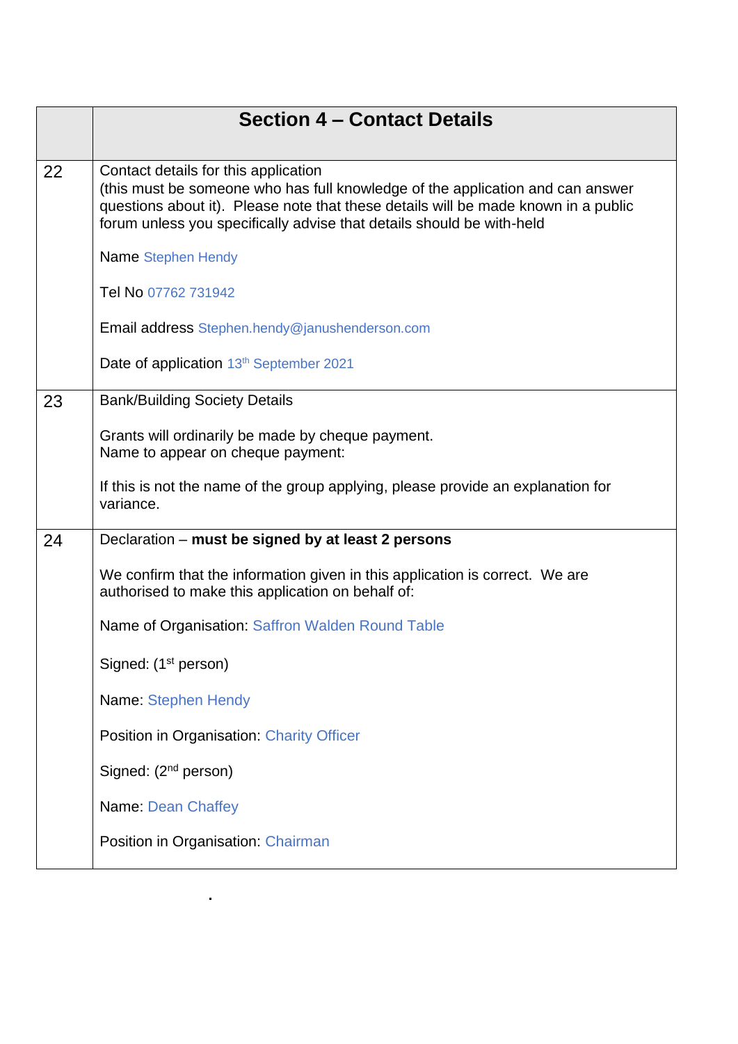| | Section 4 – Contact Details |
|---|---|
| 22 | Contact details for this application<br>(this must be someone who has full knowledge of the application and can answer questions about it). Please note that these details will be made known in a public forum unless you specifically advise that details should be with-held<br><br>Name Stephen Hendy<br><br>Tel No 07762 731942<br><br>Email address Stephen.hendy@janushenderson.com<br><br>Date of application 13th September 2021 |
| 23 | Bank/Building Society Details<br><br>Grants will ordinarily be made by cheque payment.<br>Name to appear on cheque payment:<br><br>If this is not the name of the group applying, please provide an explanation for variance. |
| 24 | Declaration – **must be signed by at least 2 persons**<br><br>We confirm that the information given in this application is correct. We are authorised to make this application on behalf of:<br><br>Name of Organisation: Saffron Walden Round Table<br><br>Signed: (1st person)<br><br>Name: Stephen Hendy<br><br>Position in Organisation: Charity Officer<br><br>Signed: (2nd person)<br><br>Name: Dean Chaffey<br><br>Position in Organisation: Chairman |